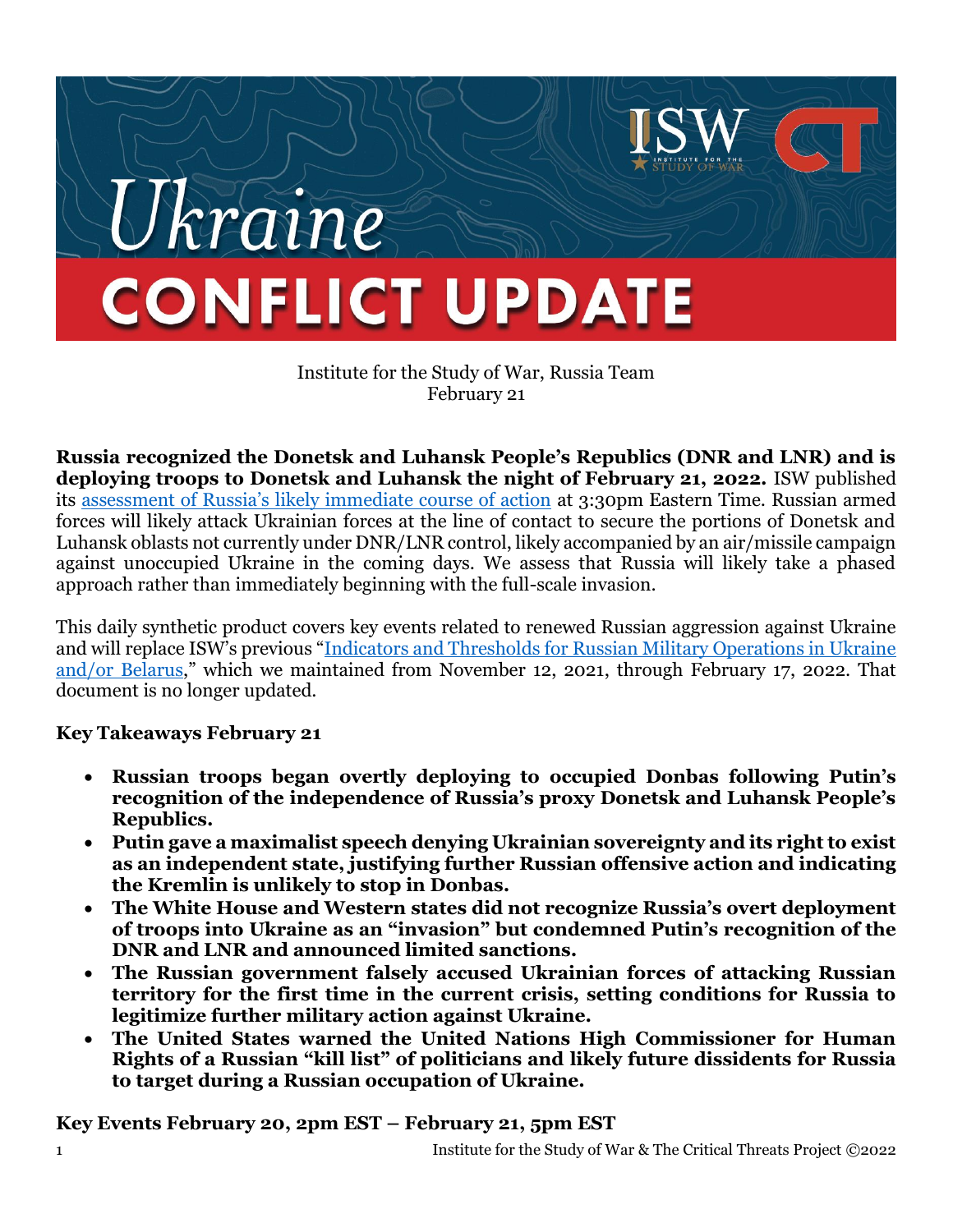# Ukraine CONFLICT UPDATE

Institute for the Study of War, Russia Team
February 21

**Russia recognized the Donetsk and Luhansk People's Republics (DNR and LNR) and is deploying troops to Donetsk and Luhansk the night of February 21, 2022.** ISW published its assessment of Russia's likely immediate course of action at 3:30pm Eastern Time. Russian armed forces will likely attack Ukrainian forces at the line of contact to secure the portions of Donetsk and Luhansk oblasts not currently under DNR/LNR control, likely accompanied by an air/missile campaign against unoccupied Ukraine in the coming days. We assess that Russia will likely take a phased approach rather than immediately beginning with the full-scale invasion.

This daily synthetic product covers key events related to renewed Russian aggression against Ukraine and will replace ISW's previous "Indicators and Thresholds for Russian Military Operations in Ukraine and/or Belarus," which we maintained from November 12, 2021, through February 17, 2022. That document is no longer updated.

## Key Takeaways February 21

- **Russian troops began overtly deploying to occupied Donbas following Putin's recognition of the independence of Russia's proxy Donetsk and Luhansk People's Republics.**
- **Putin gave a maximalist speech denying Ukrainian sovereignty and its right to exist as an independent state, justifying further Russian offensive action and indicating the Kremlin is unlikely to stop in Donbas.**
- **The White House and Western states did not recognize Russia's overt deployment of troops into Ukraine as an "invasion" but condemned Putin's recognition of the DNR and LNR and announced limited sanctions.**
- **The Russian government falsely accused Ukrainian forces of attacking Russian territory for the first time in the current crisis, setting conditions for Russia to legitimize further military action against Ukraine.**
- **The United States warned the United Nations High Commissioner for Human Rights of a Russian "kill list" of politicians and likely future dissidents for Russia to target during a Russian occupation of Ukraine.**

## Key Events February 20, 2pm EST – February 21, 5pm EST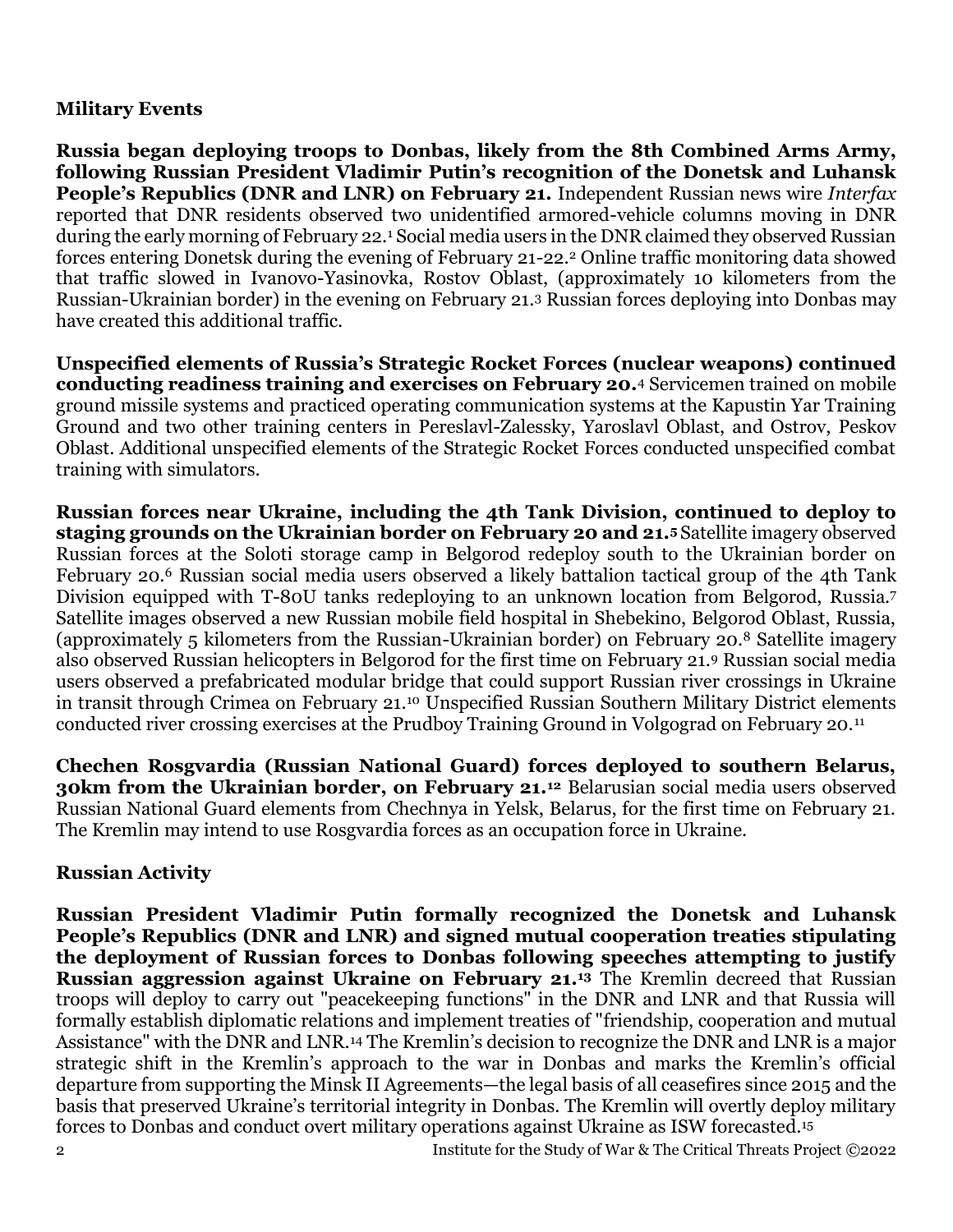### Military Events

**Russia began deploying troops to Donbas, likely from the 8th Combined Arms Army, following Russian President Vladimir Putin's recognition of the Donetsk and Luhansk People's Republics (DNR and LNR) on February 21.** Independent Russian news wire *Interfax* reported that DNR residents observed two unidentified armored-vehicle columns moving in DNR during the early morning of February 22.[1] Social media users in the DNR claimed they observed Russian forces entering Donetsk during the evening of February 21-22.[2] Online traffic monitoring data showed that traffic slowed in Ivanovo-Yasinovka, Rostov Oblast, (approximately 10 kilometers from the Russian-Ukrainian border) in the evening on February 21.[3] Russian forces deploying into Donbas may have created this additional traffic.

**Unspecified elements of Russia's Strategic Rocket Forces (nuclear weapons) continued conducting readiness training and exercises on February 20.**[4] Servicemen trained on mobile ground missile systems and practiced operating communication systems at the Kapustin Yar Training Ground and two other training centers in Pereslavl-Zalessky, Yaroslavl Oblast, and Ostrov, Peskov Oblast. Additional unspecified elements of the Strategic Rocket Forces conducted unspecified combat training with simulators.

**Russian forces near Ukraine, including the 4th Tank Division, continued to deploy to staging grounds on the Ukrainian border on February 20 and 21.**[5] Satellite imagery observed Russian forces at the Soloti storage camp in Belgorod redeploy south to the Ukrainian border on February 20.[6] Russian social media users observed a likely battalion tactical group of the 4th Tank Division equipped with T-80U tanks redeploying to an unknown location from Belgorod, Russia.[7] Satellite images observed a new Russian mobile field hospital in Shebekino, Belgorod Oblast, Russia, (approximately 5 kilometers from the Russian-Ukrainian border) on February 20.[8] Satellite imagery also observed Russian helicopters in Belgorod for the first time on February 21.[9] Russian social media users observed a prefabricated modular bridge that could support Russian river crossings in Ukraine in transit through Crimea on February 21.[10] Unspecified Russian Southern Military District elements conducted river crossing exercises at the Prudboy Training Ground in Volgograd on February 20.[11]

**Chechen Rosgvardia (Russian National Guard) forces deployed to southern Belarus, 30km from the Ukrainian border, on February 21.**[12] Belarusian social media users observed Russian National Guard elements from Chechnya in Yelsk, Belarus, for the first time on February 21. The Kremlin may intend to use Rosgvardia forces as an occupation force in Ukraine.

### Russian Activity

**Russian President Vladimir Putin formally recognized the Donetsk and Luhansk People's Republics (DNR and LNR) and signed mutual cooperation treaties stipulating the deployment of Russian forces to Donbas following speeches attempting to justify Russian aggression against Ukraine on February 21.**[13] The Kremlin decreed that Russian troops will deploy to carry out "peacekeeping functions" in the DNR and LNR and that Russia will formally establish diplomatic relations and implement treaties of "friendship, cooperation and mutual Assistance" with the DNR and LNR.[14] The Kremlin's decision to recognize the DNR and LNR is a major strategic shift in the Kremlin's approach to the war in Donbas and marks the Kremlin's official departure from supporting the Minsk II Agreements—the legal basis of all ceasefires since 2015 and the basis that preserved Ukraine's territorial integrity in Donbas. The Kremlin will overtly deploy military forces to Donbas and conduct overt military operations against Ukraine as ISW forecasted.[15]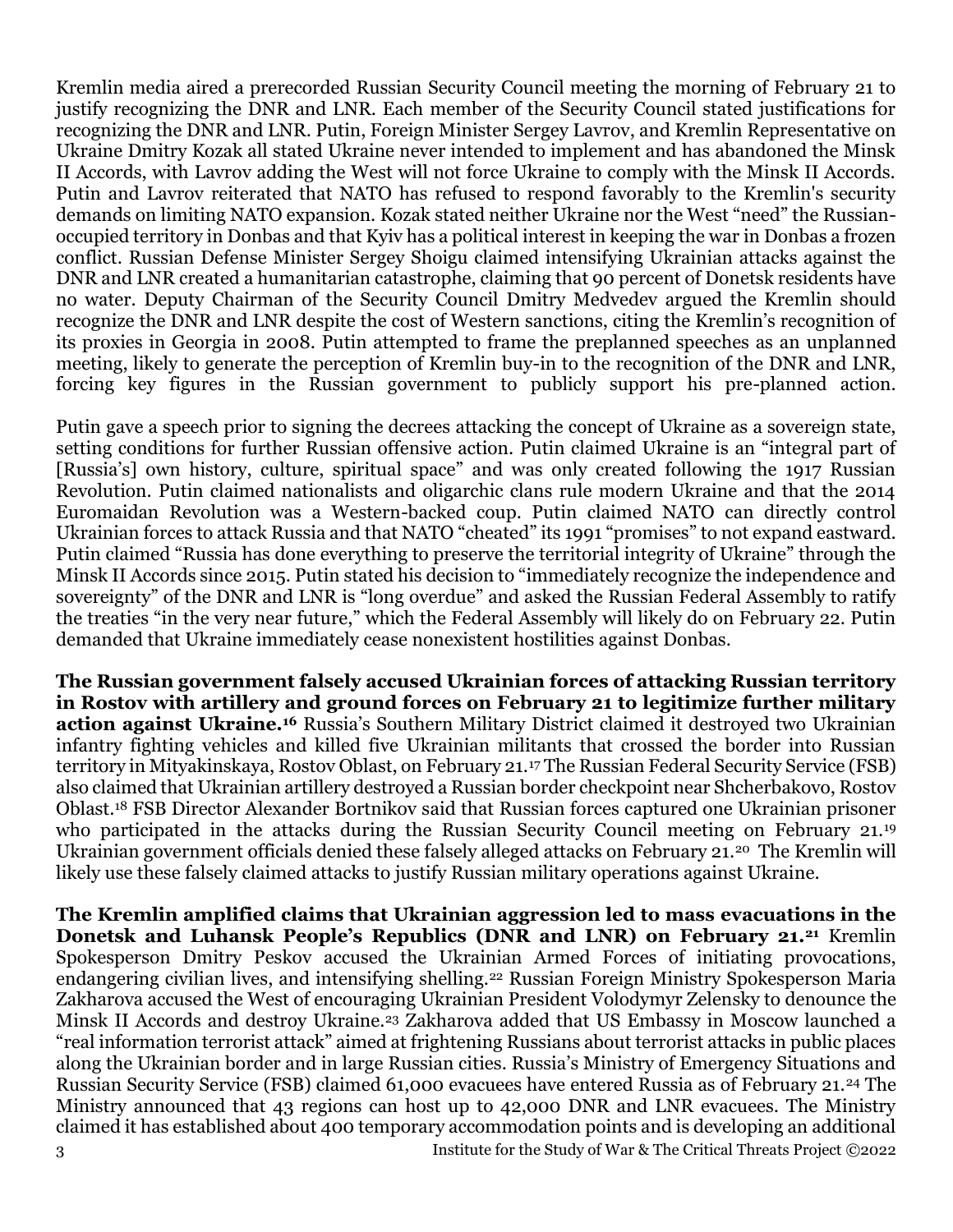Kremlin media aired a prerecorded Russian Security Council meeting the morning of February 21 to justify recognizing the DNR and LNR. Each member of the Security Council stated justifications for recognizing the DNR and LNR. Putin, Foreign Minister Sergey Lavrov, and Kremlin Representative on Ukraine Dmitry Kozak all stated Ukraine never intended to implement and has abandoned the Minsk II Accords, with Lavrov adding the West will not force Ukraine to comply with the Minsk II Accords. Putin and Lavrov reiterated that NATO has refused to respond favorably to the Kremlin's security demands on limiting NATO expansion. Kozak stated neither Ukraine nor the West "need" the Russian-occupied territory in Donbas and that Kyiv has a political interest in keeping the war in Donbas a frozen conflict. Russian Defense Minister Sergey Shoigu claimed intensifying Ukrainian attacks against the DNR and LNR created a humanitarian catastrophe, claiming that 90 percent of Donetsk residents have no water. Deputy Chairman of the Security Council Dmitry Medvedev argued the Kremlin should recognize the DNR and LNR despite the cost of Western sanctions, citing the Kremlin's recognition of its proxies in Georgia in 2008. Putin attempted to frame the preplanned speeches as an unplanned meeting, likely to generate the perception of Kremlin buy-in to the recognition of the DNR and LNR, forcing key figures in the Russian government to publicly support his pre-planned action.

Putin gave a speech prior to signing the decrees attacking the concept of Ukraine as a sovereign state, setting conditions for further Russian offensive action. Putin claimed Ukraine is an "integral part of [Russia's] own history, culture, spiritual space" and was only created following the 1917 Russian Revolution. Putin claimed nationalists and oligarchic clans rule modern Ukraine and that the 2014 Euromaidan Revolution was a Western-backed coup. Putin claimed NATO can directly control Ukrainian forces to attack Russia and that NATO "cheated" its 1991 "promises" to not expand eastward. Putin claimed "Russia has done everything to preserve the territorial integrity of Ukraine" through the Minsk II Accords since 2015. Putin stated his decision to "immediately recognize the independence and sovereignty" of the DNR and LNR is "long overdue" and asked the Russian Federal Assembly to ratify the treaties "in the very near future," which the Federal Assembly will likely do on February 22. Putin demanded that Ukraine immediately cease nonexistent hostilities against Donbas.

**The Russian government falsely accused Ukrainian forces of attacking Russian territory in Rostov with artillery and ground forces on February 21 to legitimize further military action against Ukraine.[16]** Russia's Southern Military District claimed it destroyed two Ukrainian infantry fighting vehicles and killed five Ukrainian militants that crossed the border into Russian territory in Mityakinskaya, Rostov Oblast, on February 21.[17] The Russian Federal Security Service (FSB) also claimed that Ukrainian artillery destroyed a Russian border checkpoint near Shcherbakovo, Rostov Oblast.[18] FSB Director Alexander Bortnikov said that Russian forces captured one Ukrainian prisoner who participated in the attacks during the Russian Security Council meeting on February 21.[19] Ukrainian government officials denied these falsely alleged attacks on February 21.[20] The Kremlin will likely use these falsely claimed attacks to justify Russian military operations against Ukraine.

**The Kremlin amplified claims that Ukrainian aggression led to mass evacuations in the Donetsk and Luhansk People's Republics (DNR and LNR) on February 21.[21]** Kremlin Spokesperson Dmitry Peskov accused the Ukrainian Armed Forces of initiating provocations, endangering civilian lives, and intensifying shelling.[22] Russian Foreign Ministry Spokesperson Maria Zakharova accused the West of encouraging Ukrainian President Volodymyr Zelensky to denounce the Minsk II Accords and destroy Ukraine.[23] Zakharova added that US Embassy in Moscow launched a "real information terrorist attack" aimed at frightening Russians about terrorist attacks in public places along the Ukrainian border and in large Russian cities. Russia's Ministry of Emergency Situations and Russian Security Service (FSB) claimed 61,000 evacuees have entered Russia as of February 21.[24] The Ministry announced that 43 regions can host up to 42,000 DNR and LNR evacuees. The Ministry claimed it has established about 400 temporary accommodation points and is developing an additional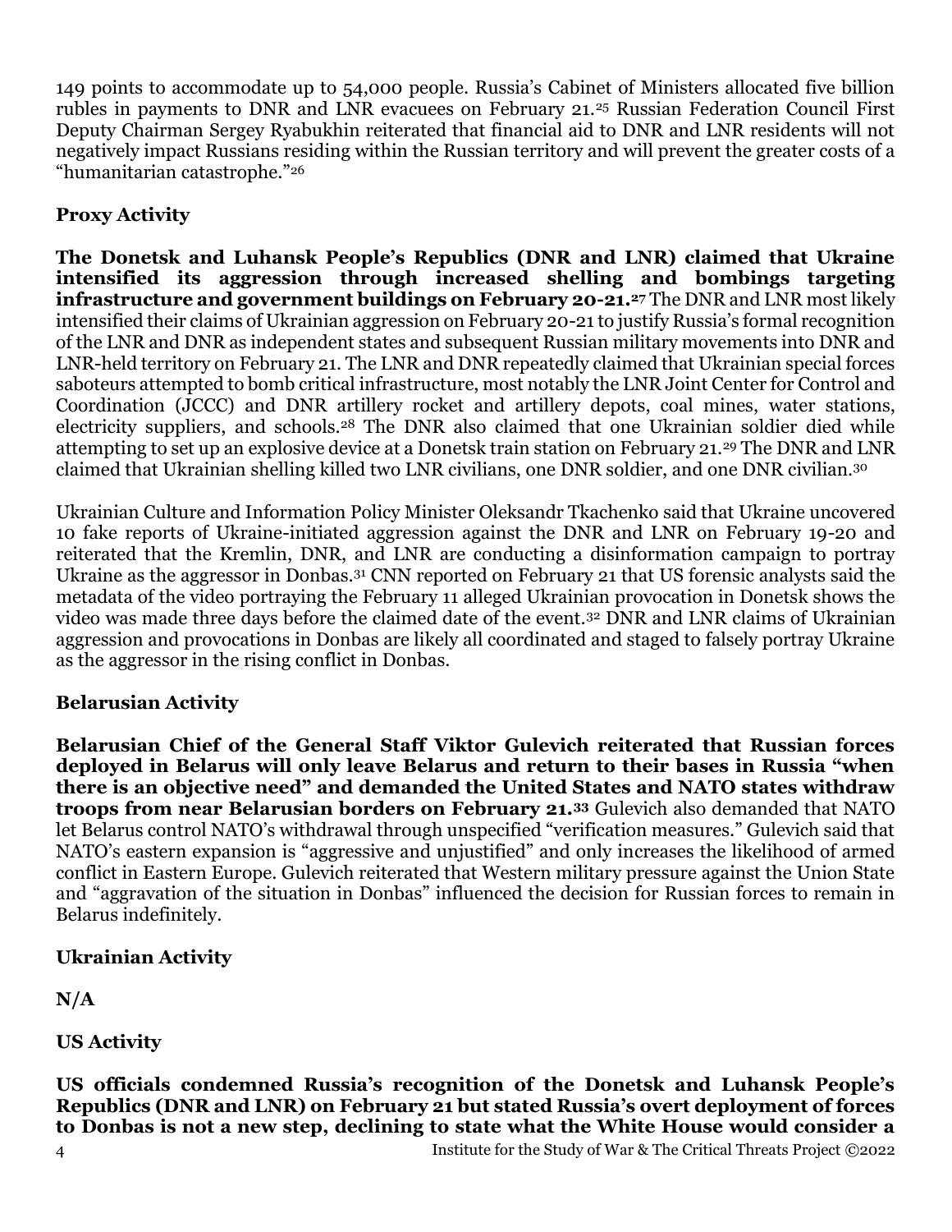149 points to accommodate up to 54,000 people. Russia's Cabinet of Ministers allocated five billion rubles in payments to DNR and LNR evacuees on February 21.[25] Russian Federation Council First Deputy Chairman Sergey Ryabukhin reiterated that financial aid to DNR and LNR residents will not negatively impact Russians residing within the Russian territory and will prevent the greater costs of a "humanitarian catastrophe."[26]

**Proxy Activity**

**The Donetsk and Luhansk People's Republics (DNR and LNR) claimed that Ukraine intensified its aggression through increased shelling and bombings targeting infrastructure and government buildings on February 20-21.[27]** The DNR and LNR most likely intensified their claims of Ukrainian aggression on February 20-21 to justify Russia's formal recognition of the LNR and DNR as independent states and subsequent Russian military movements into DNR and LNR-held territory on February 21. The LNR and DNR repeatedly claimed that Ukrainian special forces saboteurs attempted to bomb critical infrastructure, most notably the LNR Joint Center for Control and Coordination (JCCC) and DNR artillery rocket and artillery depots, coal mines, water stations, electricity suppliers, and schools.[28] The DNR also claimed that one Ukrainian soldier died while attempting to set up an explosive device at a Donetsk train station on February 21.[29] The DNR and LNR claimed that Ukrainian shelling killed two LNR civilians, one DNR soldier, and one DNR civilian.[30]

Ukrainian Culture and Information Policy Minister Oleksandr Tkachenko said that Ukraine uncovered 10 fake reports of Ukraine-initiated aggression against the DNR and LNR on February 19-20 and reiterated that the Kremlin, DNR, and LNR are conducting a disinformation campaign to portray Ukraine as the aggressor in Donbas.[31] CNN reported on February 21 that US forensic analysts said the metadata of the video portraying the February 11 alleged Ukrainian provocation in Donetsk shows the video was made three days before the claimed date of the event.[32] DNR and LNR claims of Ukrainian aggression and provocations in Donbas are likely all coordinated and staged to falsely portray Ukraine as the aggressor in the rising conflict in Donbas.

**Belarusian Activity**

**Belarusian Chief of the General Staff Viktor Gulevich reiterated that Russian forces deployed in Belarus will only leave Belarus and return to their bases in Russia "when there is an objective need" and demanded the United States and NATO states withdraw troops from near Belarusian borders on February 21.[33]** Gulevich also demanded that NATO let Belarus control NATO's withdrawal through unspecified "verification measures." Gulevich said that NATO's eastern expansion is "aggressive and unjustified" and only increases the likelihood of armed conflict in Eastern Europe. Gulevich reiterated that Western military pressure against the Union State and "aggravation of the situation in Donbas" influenced the decision for Russian forces to remain in Belarus indefinitely.

**Ukrainian Activity**

**N/A**

**US Activity**

**US officials condemned Russia's recognition of the Donetsk and Luhansk People's Republics (DNR and LNR) on February 21 but stated Russia's overt deployment of forces to Donbas is not a new step, declining to state what the White House would consider a**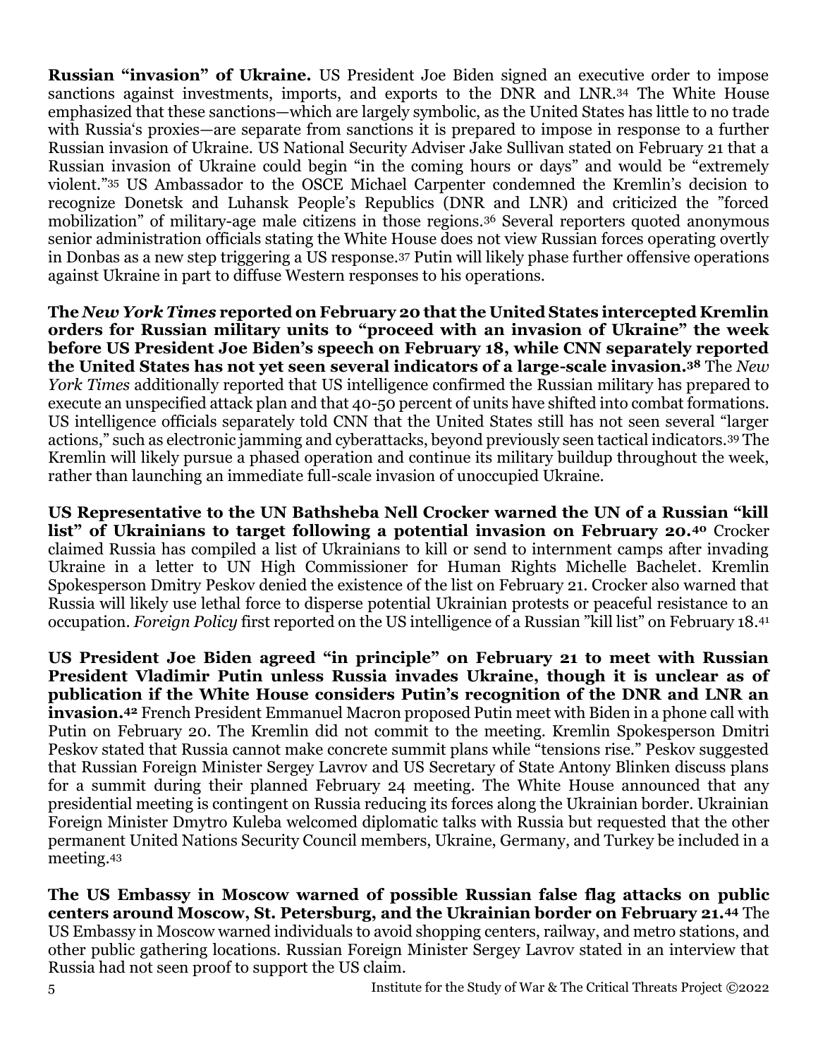**Russian "invasion" of Ukraine.** US President Joe Biden signed an executive order to impose sanctions against investments, imports, and exports to the DNR and LNR.[34] The White House emphasized that these sanctions—which are largely symbolic, as the United States has little to no trade with Russia's proxies—are separate from sanctions it is prepared to impose in response to a further Russian invasion of Ukraine. US National Security Adviser Jake Sullivan stated on February 21 that a Russian invasion of Ukraine could begin "in the coming hours or days" and would be "extremely violent."[35] US Ambassador to the OSCE Michael Carpenter condemned the Kremlin's decision to recognize Donetsk and Luhansk People's Republics (DNR and LNR) and criticized the "forced mobilization" of military-age male citizens in those regions.[36] Several reporters quoted anonymous senior administration officials stating the White House does not view Russian forces operating overtly in Donbas as a new step triggering a US response.[37] Putin will likely phase further offensive operations against Ukraine in part to diffuse Western responses to his operations.

**The *New York Times* reported on February 20 that the United States intercepted Kremlin orders for Russian military units to "proceed with an invasion of Ukraine" the week before US President Joe Biden's speech on February 18, while CNN separately reported the United States has not yet seen several indicators of a large-scale invasion.[38]** The *New York Times* additionally reported that US intelligence confirmed the Russian military has prepared to execute an unspecified attack plan and that 40-50 percent of units have shifted into combat formations. US intelligence officials separately told CNN that the United States still has not seen several "larger actions," such as electronic jamming and cyberattacks, beyond previously seen tactical indicators.[39] The Kremlin will likely pursue a phased operation and continue its military buildup throughout the week, rather than launching an immediate full-scale invasion of unoccupied Ukraine.

**US Representative to the UN Bathsheba Nell Crocker warned the UN of a Russian "kill list" of Ukrainians to target following a potential invasion on February 20.[40]** Crocker claimed Russia has compiled a list of Ukrainians to kill or send to internment camps after invading Ukraine in a letter to UN High Commissioner for Human Rights Michelle Bachelet. Kremlin Spokesperson Dmitry Peskov denied the existence of the list on February 21. Crocker also warned that Russia will likely use lethal force to disperse potential Ukrainian protests or peaceful resistance to an occupation. *Foreign Policy* first reported on the US intelligence of a Russian "kill list" on February 18.[41]

**US President Joe Biden agreed "in principle" on February 21 to meet with Russian President Vladimir Putin unless Russia invades Ukraine, though it is unclear as of publication if the White House considers Putin's recognition of the DNR and LNR an invasion.[42]** French President Emmanuel Macron proposed Putin meet with Biden in a phone call with Putin on February 20. The Kremlin did not commit to the meeting. Kremlin Spokesperson Dmitri Peskov stated that Russia cannot make concrete summit plans while "tensions rise." Peskov suggested that Russian Foreign Minister Sergey Lavrov and US Secretary of State Antony Blinken discuss plans for a summit during their planned February 24 meeting. The White House announced that any presidential meeting is contingent on Russia reducing its forces along the Ukrainian border. Ukrainian Foreign Minister Dmytro Kuleba welcomed diplomatic talks with Russia but requested that the other permanent United Nations Security Council members, Ukraine, Germany, and Turkey be included in a meeting.[43]

**The US Embassy in Moscow warned of possible Russian false flag attacks on public centers around Moscow, St. Petersburg, and the Ukrainian border on February 21.[44]** The US Embassy in Moscow warned individuals to avoid shopping centers, railway, and metro stations, and other public gathering locations. Russian Foreign Minister Sergey Lavrov stated in an interview that Russia had not seen proof to support the US claim.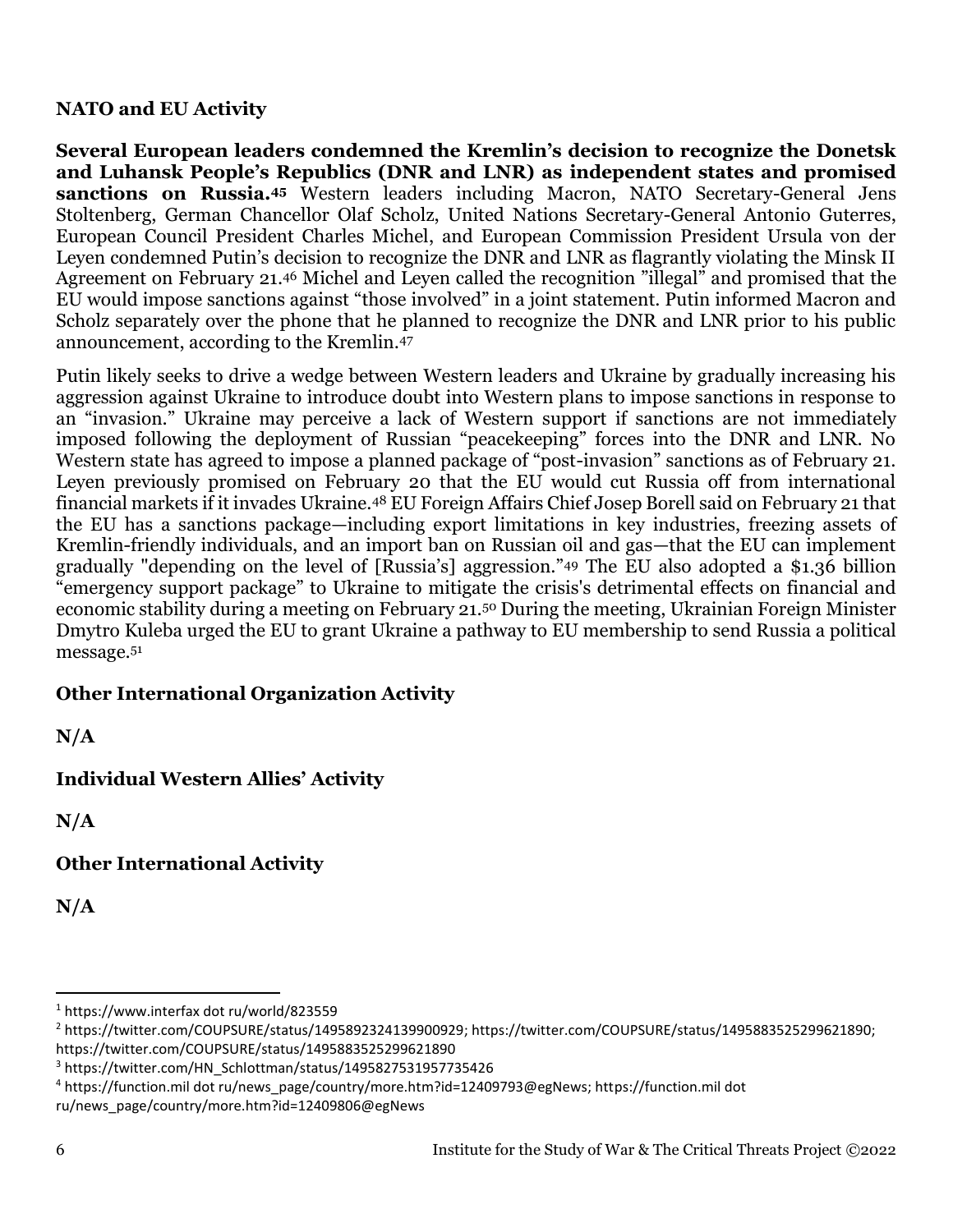## NATO and EU Activity

**Several European leaders condemned the Kremlin's decision to recognize the Donetsk and Luhansk People's Republics (DNR and LNR) as independent states and promised sanctions on Russia.[45]** Western leaders including Macron, NATO Secretary-General Jens Stoltenberg, German Chancellor Olaf Scholz, United Nations Secretary-General Antonio Guterres, European Council President Charles Michel, and European Commission President Ursula von der Leyen condemned Putin's decision to recognize the DNR and LNR as flagrantly violating the Minsk II Agreement on February 21.[46] Michel and Leyen called the recognition "illegal" and promised that the EU would impose sanctions against "those involved" in a joint statement. Putin informed Macron and Scholz separately over the phone that he planned to recognize the DNR and LNR prior to his public announcement, according to the Kremlin.[47]

Putin likely seeks to drive a wedge between Western leaders and Ukraine by gradually increasing his aggression against Ukraine to introduce doubt into Western plans to impose sanctions in response to an "invasion." Ukraine may perceive a lack of Western support if sanctions are not immediately imposed following the deployment of Russian "peacekeeping" forces into the DNR and LNR. No Western state has agreed to impose a planned package of "post-invasion" sanctions as of February 21. Leyen previously promised on February 20 that the EU would cut Russia off from international financial markets if it invades Ukraine.[48] EU Foreign Affairs Chief Josep Borell said on February 21 that the EU has a sanctions package—including export limitations in key industries, freezing assets of Kremlin-friendly individuals, and an import ban on Russian oil and gas—that the EU can implement gradually "depending on the level of [Russia's] aggression."[49] The EU also adopted a $1.36 billion "emergency support package" to Ukraine to mitigate the crisis's detrimental effects on financial and economic stability during a meeting on February 21.[50] During the meeting, Ukrainian Foreign Minister Dmytro Kuleba urged the EU to grant Ukraine a pathway to EU membership to send Russia a political message.[51]

## Other International Organization Activity

**N/A**

## Individual Western Allies' Activity

**N/A**

## Other International Activity

**N/A**

---

[1] https://www.interfax dot ru/world/823559

[2] https://twitter.com/COUPSURE/status/1495892324139900929; https://twitter.com/COUPSURE/status/1495883525299621890; https://twitter.com/COUPSURE/status/1495883525299621890

[3] https://twitter.com/HN_Schlottman/status/1495827531957735426

[4] https://function.mil dot ru/news_page/country/more.htm?id=12409793@egNews; https://function.mil dot ru/news_page/country/more.htm?id=12409806@egNews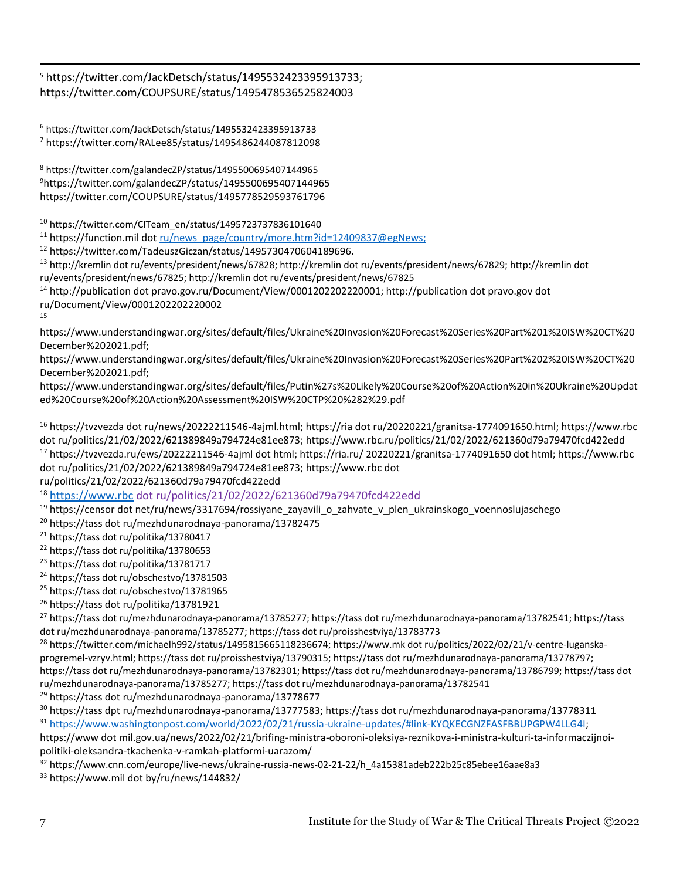[5] https://twitter.com/JackDetsch/status/1495532423395913733; https://twitter.com/COUPSURE/status/1495478536525824003

[6] https://twitter.com/JackDetsch/status/1495532423395913733

[7] https://twitter.com/RALee85/status/1495486244087812098

[8] https://twitter.com/galandecZP/status/1495500695407144965

[9] https://twitter.com/galandecZP/status/1495500695407144965 https://twitter.com/COUPSURE/status/1495778529593761796

[10] https://twitter.com/CITeam_en/status/1495723737836101640

[11] https://function.mil dot ru/news_page/country/more.htm?id=12409837@egNews;

[12] https://twitter.com/TadeuszGiczan/status/1495730470604189696.

[13] http://kremlin dot ru/events/president/news/67828; http://kremlin dot ru/events/president/news/67829; http://kremlin dot ru/events/president/news/67825; http://kremlin dot ru/events/president/news/67825

[14] http://publication dot pravo.gov.ru/Document/View/0001202202220001; http://publication dot pravo.gov dot ru/Document/View/0001202202220002

[15] https://www.understandingwar.org/sites/default/files/Ukraine%20Invasion%20Forecast%20Series%20Part%201%20ISW%20CT%20December%202021.pdf; https://www.understandingwar.org/sites/default/files/Ukraine%20Invasion%20Forecast%20Series%20Part%202%20ISW%20CT%20December%202021.pdf; https://www.understandingwar.org/sites/default/files/Putin%27s%20Likely%20Course%20of%20Action%20in%20Ukraine%20Updated%20Course%20of%20Action%20Assessment%20ISW%20CTP%20%282%29.pdf

[16] https://tvzvezda dot ru/news/20222211546-4ajml.html; https://ria dot ru/20220221/granitsa-1774091650.html; https://www.rbc dot ru/politics/21/02/2022/621389849a794724e81ee873; https://www.rbc.ru/politics/21/02/2022/621360d79a79470fcd422edd

[17] https://tvzvezda.ru/ews/20222211546-4ajml dot html; https://ria.ru/ 20220221/granitsa-1774091650 dot html; https://www.rbc dot ru/politics/21/02/2022/621389849a794724e81ee873; https://www.rbc dot ru/politics/21/02/2022/621360d79a79470fcd422edd

[18] https://www.rbc dot ru/politics/21/02/2022/621360d79a79470fcd422edd

[19] https://censor dot net/ru/news/3317694/rossiyane_zayavili_o_zahvate_v_plen_ukrainskogo_voennoslujaschego

[20] https://tass dot ru/mezhdunarodnaya-panorama/13782475

[21] https://tass dot ru/politika/13780417

[22] https://tass dot ru/politika/13780653

[23] https://tass dot ru/politika/13781717

[24] https://tass dot ru/obschestvo/13781503

[25] https://tass dot ru/obschestvo/13781965

[26] https://tass dot ru/politika/13781921

[27] https://tass dot ru/mezhdunarodnaya-panorama/13785277; https://tass dot ru/mezhdunarodnaya-panorama/13782541; https://tass dot ru/mezhdunarodnaya-panorama/13785277; https://tass dot ru/proisshestviya/13783773

[28] https://twitter.com/michaelh992/status/1495815665118236674; https://www.mk dot ru/politics/2022/02/21/v-centre-luganska-progremel-vzryv.html; https://tass dot ru/proisshestviya/13790315; https://tass dot ru/mezhdunarodnaya-panorama/13778797; https://tass dot ru/mezhdunarodnaya-panorama/13782301; https://tass dot ru/mezhdunarodnaya-panorama/13786799; https://tass dot ru/mezhdunarodnaya-panorama/13785277; https://tass dot ru/mezhdunarodnaya-panorama/13782541

[29] https://tass dot ru/mezhdunarodnaya-panorama/13778677

[30] https://tass dpt ru/mezhdunarodnaya-panorama/13777583; https://tass dot ru/mezhdunarodnaya-panorama/13778311

[31] https://www.washingtonpost.com/world/2022/02/21/russia-ukraine-updates/#link-KYQKECGNZFASFBBUPGPW4LLG4I; https://www dot mil.gov.ua/news/2022/02/21/brifing-ministra-oboroni-oleksiya-reznikova-i-ministra-kulturi-ta-informaczijnoi-politiki-oleksandra-tkachenka-v-ramkah-platformi-uarazom/

[32] https://www.cnn.com/europe/live-news/ukraine-russia-news-02-21-22/h_4a15381adeb222b25c85ebee16aae8a3

[33] https://www.mil dot by/ru/news/144832/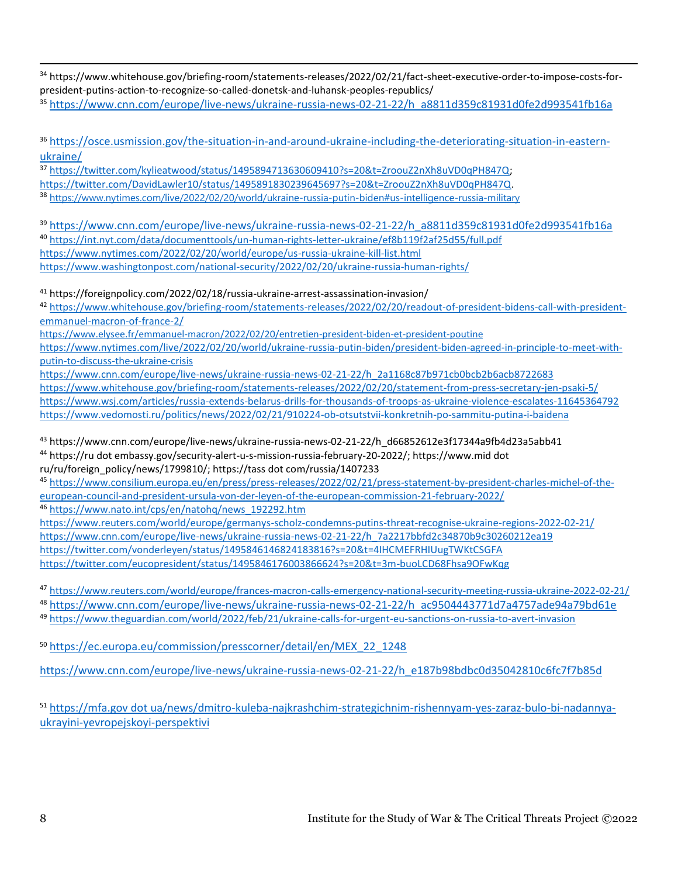[34] https://www.whitehouse.gov/briefing-room/statements-releases/2022/02/21/fact-sheet-executive-order-to-impose-costs-for-president-putins-action-to-recognize-so-called-donetsk-and-luhansk-peoples-republics/

[35] https://www.cnn.com/europe/live-news/ukraine-russia-news-02-21-22/h_a8811d359c81931d0fe2d993541fb16a

[36] https://osce.usmission.gov/the-situation-in-and-around-ukraine-including-the-deteriorating-situation-in-eastern-ukraine/

[37] https://twitter.com/kylieatwood/status/1495894713630609410?s=20&t=ZroouZ2nXh8uVD0qPH847Q; https://twitter.com/DavidLawler10/status/1495891830239645697?s=20&t=ZroouZ2nXh8uVD0qPH847Q.

[38] https://www.nytimes.com/live/2022/02/20/world/ukraine-russia-putin-biden#us-intelligence-russia-military

[39] https://www.cnn.com/europe/live-news/ukraine-russia-news-02-21-22/h_a8811d359c81931d0fe2d993541fb16a

[40] https://int.nyt.com/data/documenttools/un-human-rights-letter-ukraine/ef8b119f2af25d55/full.pdf
https://www.nytimes.com/2022/02/20/world/europe/us-russia-ukraine-kill-list.html
https://www.washingtonpost.com/national-security/2022/02/20/ukraine-russia-human-rights/

[41] https://foreignpolicy.com/2022/02/18/russia-ukraine-arrest-assassination-invasion/

[42] https://www.whitehouse.gov/briefing-room/statements-releases/2022/02/20/readout-of-president-bidens-call-with-president-emmanuel-macron-of-france-2/
https://www.elysee.fr/emmanuel-macron/2022/02/20/entretien-president-biden-et-president-poutine
https://www.nytimes.com/live/2022/02/20/world/ukraine-russia-putin-biden/president-biden-agreed-in-principle-to-meet-with-putin-to-discuss-the-ukraine-crisis
https://www.cnn.com/europe/live-news/ukraine-russia-news-02-21-22/h_2a1168c87b971cb0bcb2b6acb8722683
https://www.whitehouse.gov/briefing-room/statements-releases/2022/02/20/statement-from-press-secretary-jen-psaki-5/
https://www.wsj.com/articles/russia-extends-belarus-drills-for-thousands-of-troops-as-ukraine-violence-escalates-11645364792
https://www.vedomosti.ru/politics/news/2022/02/21/910224-ob-otsutstvii-konkretnih-po-sammitu-putina-i-baidena

[43] https://www.cnn.com/europe/live-news/ukraine-russia-news-02-21-22/h_d66852612e3f17344a9fb4d23a5abb41

[44] https://ru dot embassy.gov/security-alert-u-s-mission-russia-february-20-2022/; https://www.mid dot ru/ru/foreign_policy/news/1799810/; https://tass dot com/russia/1407233

[45] https://www.consilium.europa.eu/en/press/press-releases/2022/02/21/press-statement-by-president-charles-michel-of-the-european-council-and-president-ursula-von-der-leyen-of-the-european-commission-21-february-2022/

[46] https://www.nato.int/cps/en/natohq/news_192292.htm
https://www.reuters.com/world/europe/germanys-scholz-condemns-putins-threat-recognise-ukraine-regions-2022-02-21/
https://www.cnn.com/europe/live-news/ukraine-russia-news-02-21-22/h_7a2217bbfd2c34870b9c30260212ea19
https://twitter.com/vonderleyen/status/1495846146824183816?s=20&t=4IHCMEFRHIUugTWKtCSGFA
https://twitter.com/eucopresident/status/1495846176003866624?s=20&t=3m-buoLCD68Fhsa9OFwKqg

[47] https://www.reuters.com/world/europe/frances-macron-calls-emergency-national-security-meeting-russia-ukraine-2022-02-21/

[48] https://www.cnn.com/europe/live-news/ukraine-russia-news-02-21-22/h_ac9504443771d7a4757ade94a79bd61e

[49] https://www.theguardian.com/world/2022/feb/21/ukraine-calls-for-urgent-eu-sanctions-on-russia-to-avert-invasion

[50] https://ec.europa.eu/commission/presscorner/detail/en/MEX_22_1248

https://www.cnn.com/europe/live-news/ukraine-russia-news-02-21-22/h_e187b98bdbc0d35042810c6fc7f7b85d

[51] https://mfa.gov dot ua/news/dmitro-kuleba-najkrashchim-strategichnim-rishennyam-yes-zaraz-bulo-bi-nadannya-ukrayini-yevropejskoyi-perspektivi